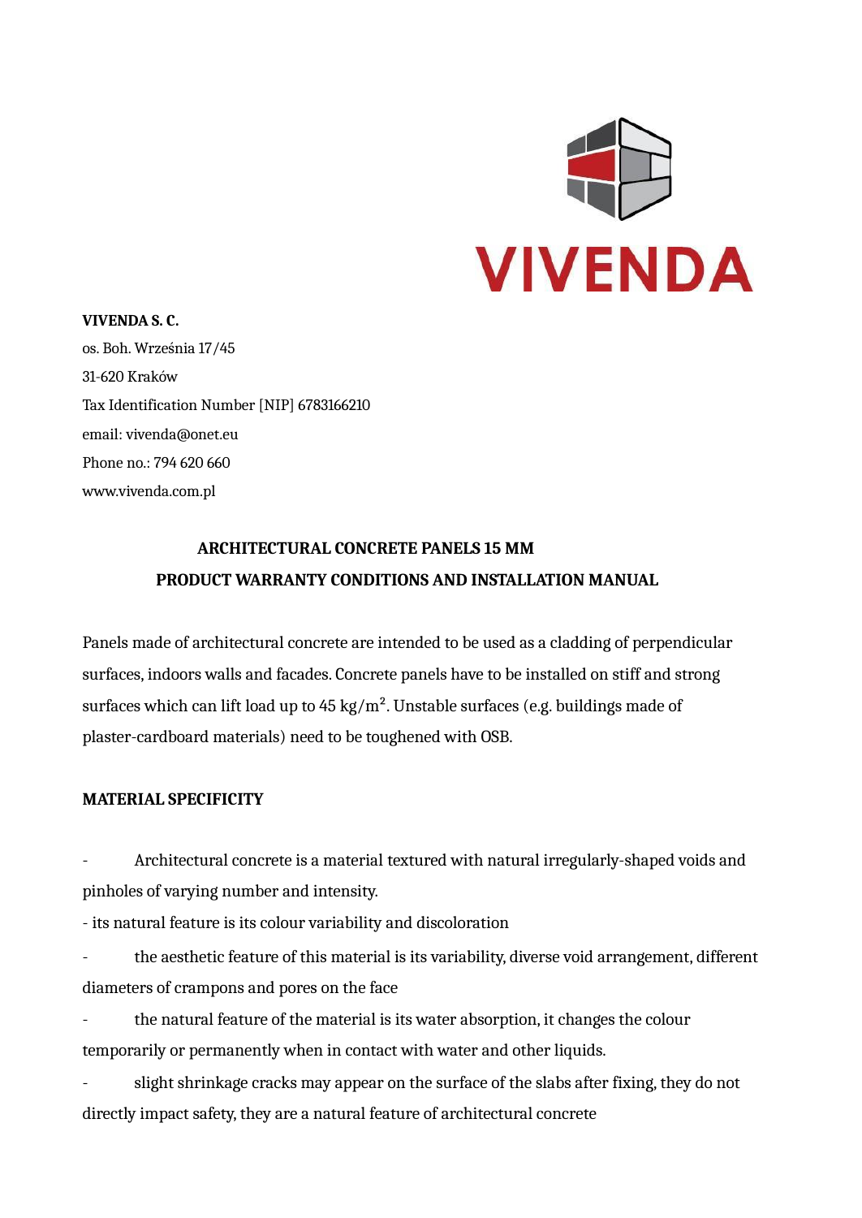VIVENDA

**VIVENDA S. C.**
os. Boh. Września 17/45
31-620 Kraków
Tax Identification Number [NIP] 6783166210
email: vivenda@onet.eu
Phone no.: 794 620 660
www.vivenda.com.pl

## ARCHITECTURAL CONCRETE PANELS 15 MM
## PRODUCT WARRANTY CONDITIONS AND INSTALLATION MANUAL

Panels made of architectural concrete are intended to be used as a cladding of perpendicular surfaces, indoors walls and facades. Concrete panels have to be installed on stiff and strong surfaces which can lift load up to 45 kg/$m^2$. Unstable surfaces (e.g. buildings made of plaster-cardboard materials) need to be toughened with OSB.

### MATERIAL SPECIFICITY

- Architectural concrete is a material textured with natural irregularly-shaped voids and pinholes of varying number and intensity.
- its natural feature is its colour variability and discoloration
- the aesthetic feature of this material is its variability, diverse void arrangement, different diameters of crampons and pores on the face
- the natural feature of the material is its water absorption, it changes the colour temporarily or permanently when in contact with water and other liquids.
- slight shrinkage cracks may appear on the surface of the slabs after fixing, they do not directly impact safety, they are a natural feature of architectural concrete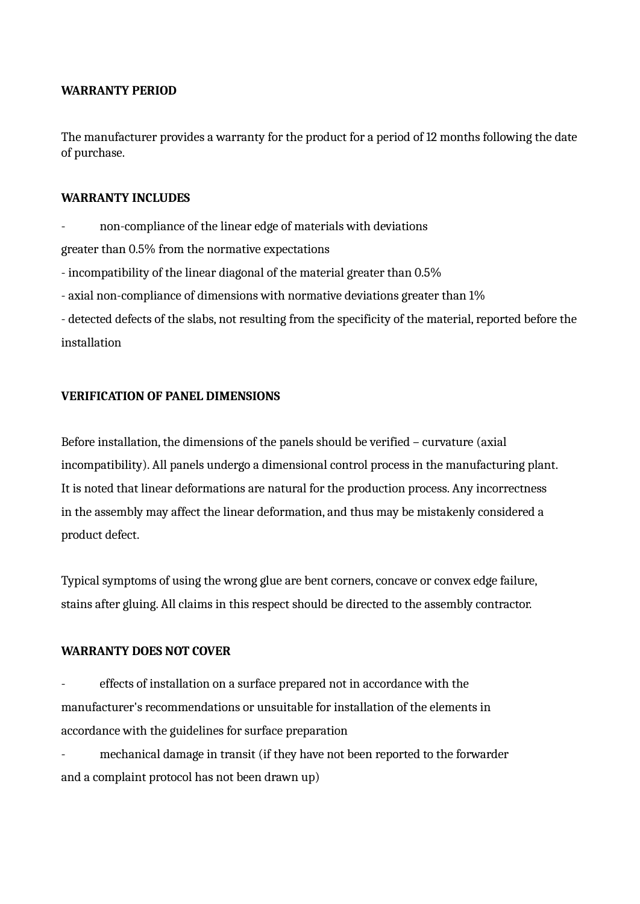**WARRANTY PERIOD**

The manufacturer provides a warranty for the product for a period of 12 months following the date of purchase.

**WARRANTY INCLUDES**

- non-compliance of the linear edge of materials with deviations greater than 0.5% from the normative expectations
- incompatibility of the linear diagonal of the material greater than 0.5%
- axial non-compliance of dimensions with normative deviations greater than 1%
- detected defects of the slabs, not resulting from the specificity of the material, reported before the installation

**VERIFICATION OF PANEL DIMENSIONS**

Before installation, the dimensions of the panels should be verified – curvature (axial incompatibility). All panels undergo a dimensional control process in the manufacturing plant. It is noted that linear deformations are natural for the production process. Any incorrectness in the assembly may affect the linear deformation, and thus may be mistakenly considered a product defect.

Typical symptoms of using the wrong glue are bent corners, concave or convex edge failure, stains after gluing. All claims in this respect should be directed to the assembly contractor.

**WARRANTY DOES NOT COVER**

- effects of installation on a surface prepared not in accordance with the manufacturer's recommendations or unsuitable for installation of the elements in accordance with the guidelines for surface preparation
- mechanical damage in transit (if they have not been reported to the forwarder and a complaint protocol has not been drawn up)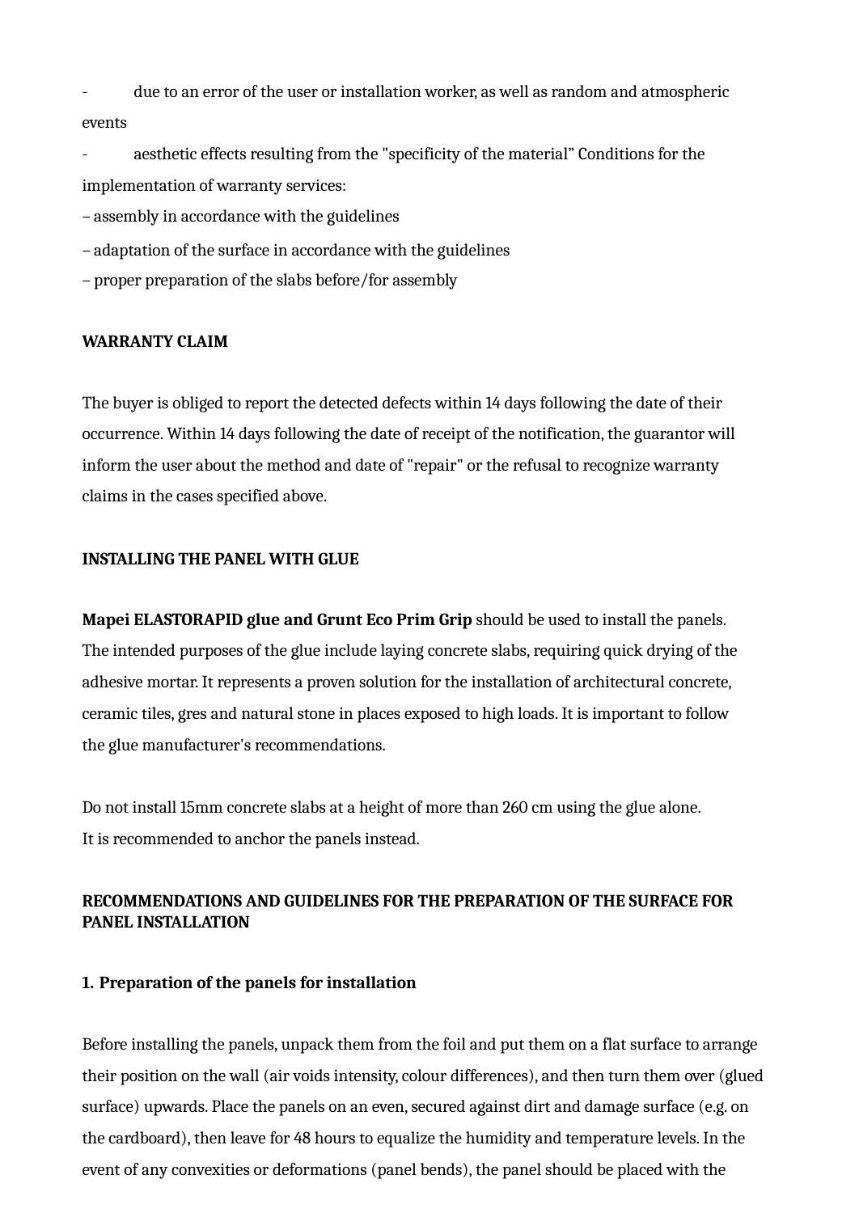- due to an error of the user or installation worker, as well as random and atmospheric events
- aesthetic effects resulting from the "specificity of the material" Conditions for the implementation of warranty services:

– assembly in accordance with the guidelines

– adaptation of the surface in accordance with the guidelines

– proper preparation of the slabs before/for assembly

**WARRANTY CLAIM**

The buyer is obliged to report the detected defects within 14 days following the date of their occurrence. Within 14 days following the date of receipt of the notification, the guarantor will inform the user about the method and date of "repair" or the refusal to recognize warranty claims in the cases specified above.

**INSTALLING THE PANEL WITH GLUE**

**Mapei ELASTORAPID glue and Grunt Eco Prim Grip** should be used to install the panels. The intended purposes of the glue include laying concrete slabs, requiring quick drying of the adhesive mortar. It represents a proven solution for the installation of architectural concrete, ceramic tiles, gres and natural stone in places exposed to high loads. It is important to follow the glue manufacturer's recommendations.

Do not install 15mm concrete slabs at a height of more than 260 cm using the glue alone. It is recommended to anchor the panels instead.

**RECOMMENDATIONS AND GUIDELINES FOR THE PREPARATION OF THE SURFACE FOR PANEL INSTALLATION**

**1. Preparation of the panels for installation**

Before installing the panels, unpack them from the foil and put them on a flat surface to arrange their position on the wall (air voids intensity, colour differences), and then turn them over (glued surface) upwards. Place the panels on an even, secured against dirt and damage surface (e.g. on the cardboard), then leave for 48 hours to equalize the humidity and temperature levels. In the event of any convexities or deformations (panel bends), the panel should be placed with the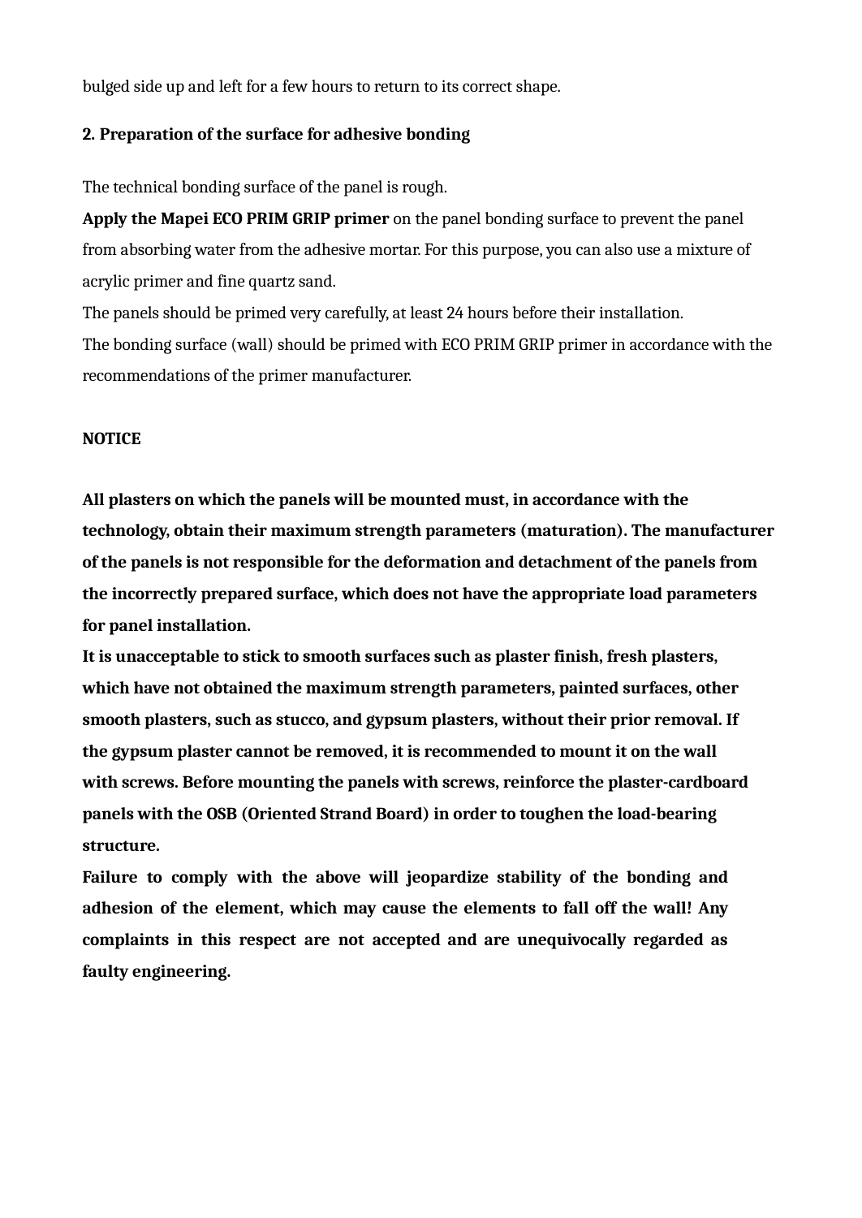bulged side up and left for a few hours to return to its correct shape.

## 2. Preparation of the surface for adhesive bonding

The technical bonding surface of the panel is rough.

**Apply the Mapei ECO PRIM GRIP primer** on the panel bonding surface to prevent the panel from absorbing water from the adhesive mortar. For this purpose, you can also use a mixture of acrylic primer and fine quartz sand.

The panels should be primed very carefully, at least 24 hours before their installation.

The bonding surface (wall) should be primed with ECO PRIM GRIP primer in accordance with the recommendations of the primer manufacturer.

**NOTICE**

**All plasters on which the panels will be mounted must, in accordance with the technology, obtain their maximum strength parameters (maturation). The manufacturer of the panels is not responsible for the deformation and detachment of the panels from the incorrectly prepared surface, which does not have the appropriate load parameters for panel installation.**

**It is unacceptable to stick to smooth surfaces such as plaster finish, fresh plasters, which have not obtained the maximum strength parameters, painted surfaces, other smooth plasters, such as stucco, and gypsum plasters, without their prior removal. If the gypsum plaster cannot be removed, it is recommended to mount it on the wall with screws. Before mounting the panels with screws, reinforce the plaster-cardboard panels with the OSB (Oriented Strand Board) in order to toughen the load-bearing structure.**

**Failure to comply with the above will jeopardize stability of the bonding and adhesion of the element, which may cause the elements to fall off the wall! Any complaints in this respect are not accepted and are unequivocally regarded as faulty engineering.**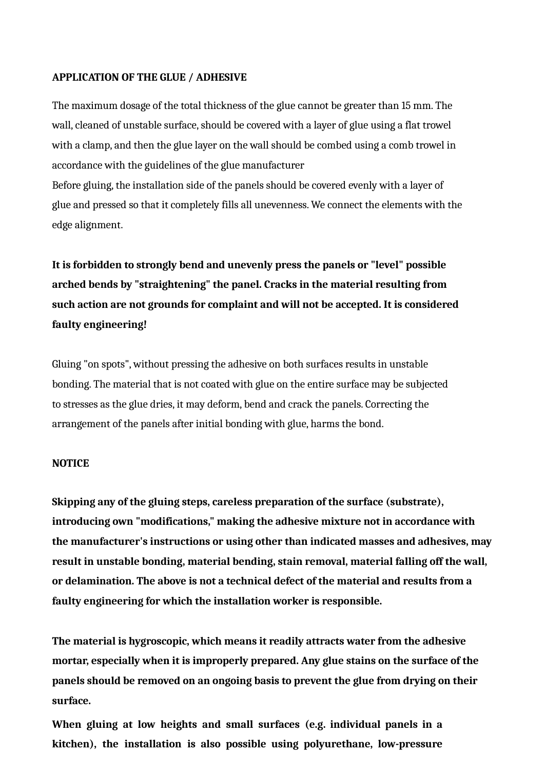**APPLICATION OF THE GLUE / ADHESIVE**

The maximum dosage of the total thickness of the glue cannot be greater than 15 mm. The wall, cleaned of unstable surface, should be covered with a layer of glue using a flat trowel with a clamp, and then the glue layer on the wall should be combed using a comb trowel in accordance with the guidelines of the glue manufacturer
Before gluing, the installation side of the panels should be covered evenly with a layer of glue and pressed so that it completely fills all unevenness. We connect the elements with the edge alignment.

**It is forbidden to strongly bend and unevenly press the panels or "level" possible arched bends by "straightening" the panel. Cracks in the material resulting from such action are not grounds for complaint and will not be accepted. It is considered faulty engineering!**

Gluing "on spots", without pressing the adhesive on both surfaces results in unstable bonding. The material that is not coated with glue on the entire surface may be subjected to stresses as the glue dries, it may deform, bend and crack the panels. Correcting the arrangement of the panels after initial bonding with glue, harms the bond.

**NOTICE**

**Skipping any of the gluing steps, careless preparation of the surface (substrate), introducing own "modifications," making the adhesive mixture not in accordance with the manufacturer's instructions or using other than indicated masses and adhesives, may result in unstable bonding, material bending, stain removal, material falling off the wall, or delamination. The above is not a technical defect of the material and results from a faulty engineering for which the installation worker is responsible.**

**The material is hygroscopic, which means it readily attracts water from the adhesive mortar, especially when it is improperly prepared. Any glue stains on the surface of the panels should be removed on an ongoing basis to prevent the glue from drying on their surface.**

**When gluing at low heights and small surfaces (e.g. individual panels in a kitchen), the installation is also possible using polyurethane, low-pressure**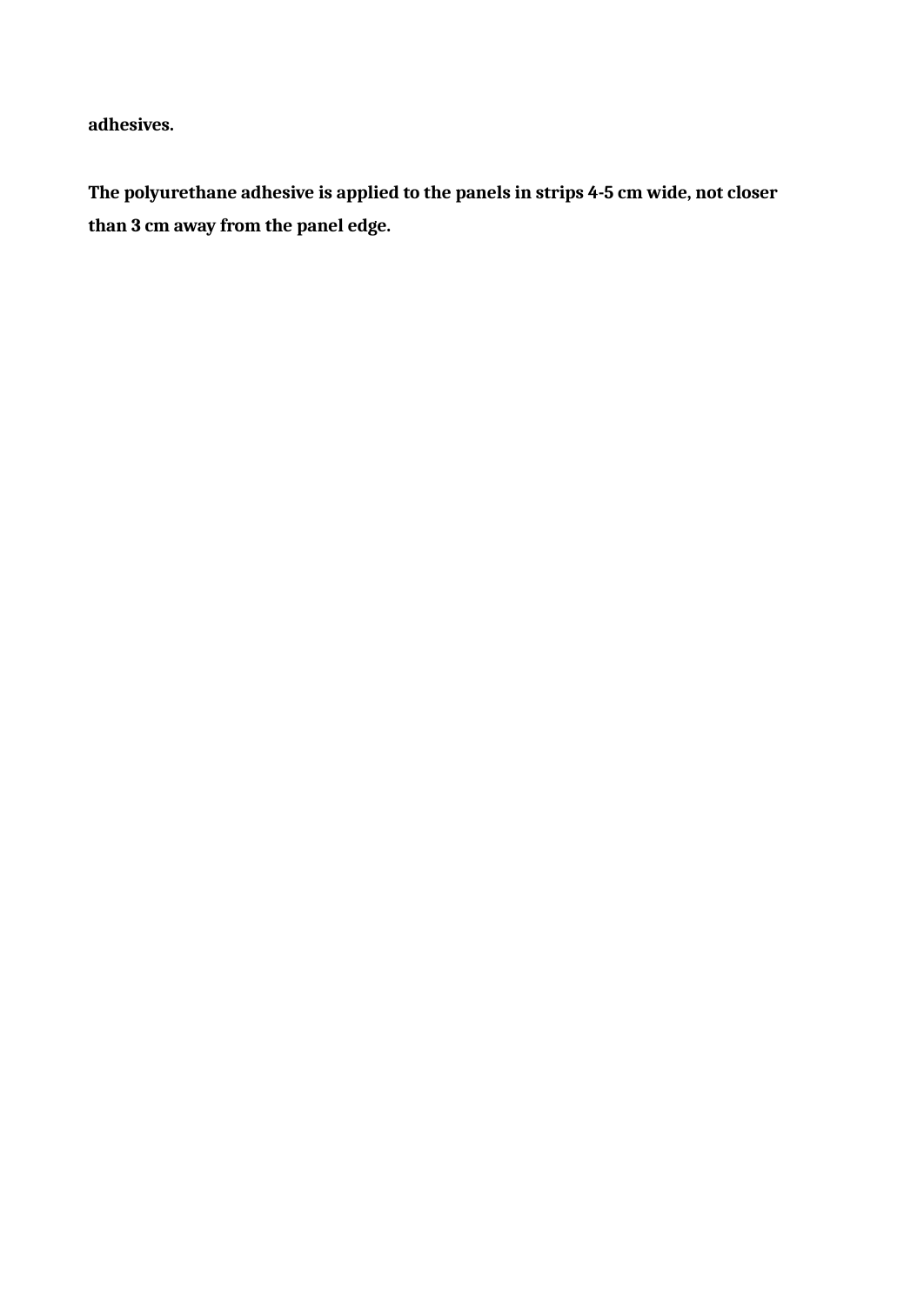**adhesives.**

**The polyurethane adhesive is applied to the panels in strips 4-5 cm wide, not closer than 3 cm away from the panel edge.**